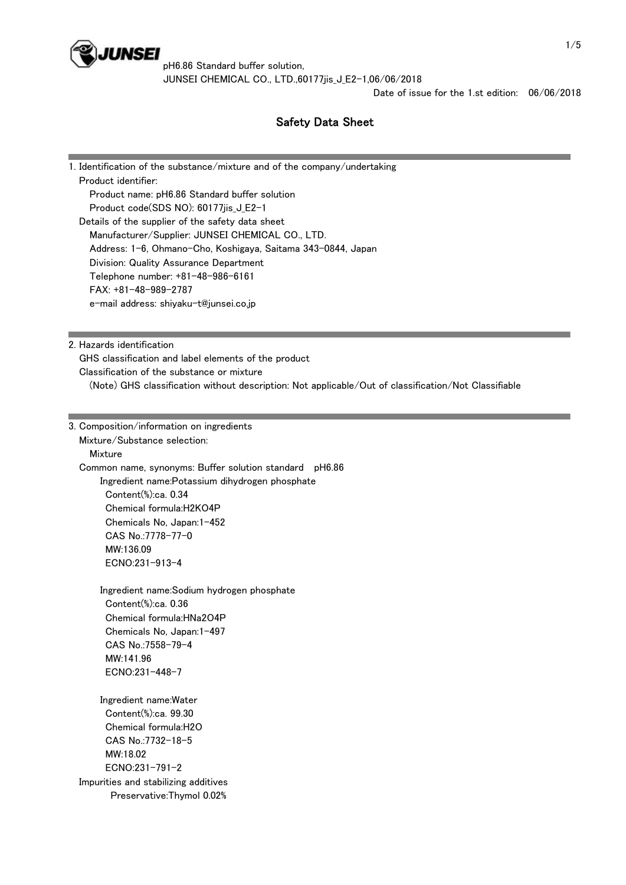pH6.86 Standard buffer solution,
JUNSEI CHEMICAL CO., LTD.,60177jis_J_E2-1,06/06/2018
Date of issue for the 1.st edition: 06/06/2018

# Safety Data Sheet

## 1. Identification of the substance/mixture and of the company/undertaking

Product identifier:
- Product name: pH6.86 Standard buffer solution
- Product code(SDS NO): 60177jis_J_E2-1

Details of the supplier of the safety data sheet
- Manufacturer/Supplier: JUNSEI CHEMICAL CO., LTD.
- Address: 1-6, Ohmano-Cho, Koshigaya, Saitama 343-0844, Japan
- Division: Quality Assurance Department
- Telephone number: +81-48-986-6161
- FAX: +81-48-989-2787
- e-mail address: shiyaku-t@junsei.co.jp

## 2. Hazards identification

GHS classification and label elements of the product
Classification of the substance or mixture
(Note) GHS classification without description: Not applicable/Out of classification/Not Classifiable

## 3. Composition/information on ingredients

Mixture/Substance selection:
Mixture
Common name, synonyms: Buffer solution standard pH6.86

Ingredient name:Potassium dihydrogen phosphate
- Content(%):ca. 0.34
- Chemical formula:$H_2KO_4P$
- Chemicals No, Japan:1-452
- CAS No.:7778-77-0
- MW:136.09
- ECNO:231-913-4

Ingredient name:Sodium hydrogen phosphate
- Content(%):ca. 0.36
- Chemical formula:$HNa_2O_4P$
- Chemicals No, Japan:1-497
- CAS No.:7558-79-4
- MW:141.96
- ECNO:231-448-7

Ingredient name:Water
- Content(%):ca. 99.30
- Chemical formula:$H_2O$
- CAS No.:7732-18-5
- MW:18.02
- ECNO:231-791-2

Impurities and stabilizing additives
Preservative:Thymol 0.02%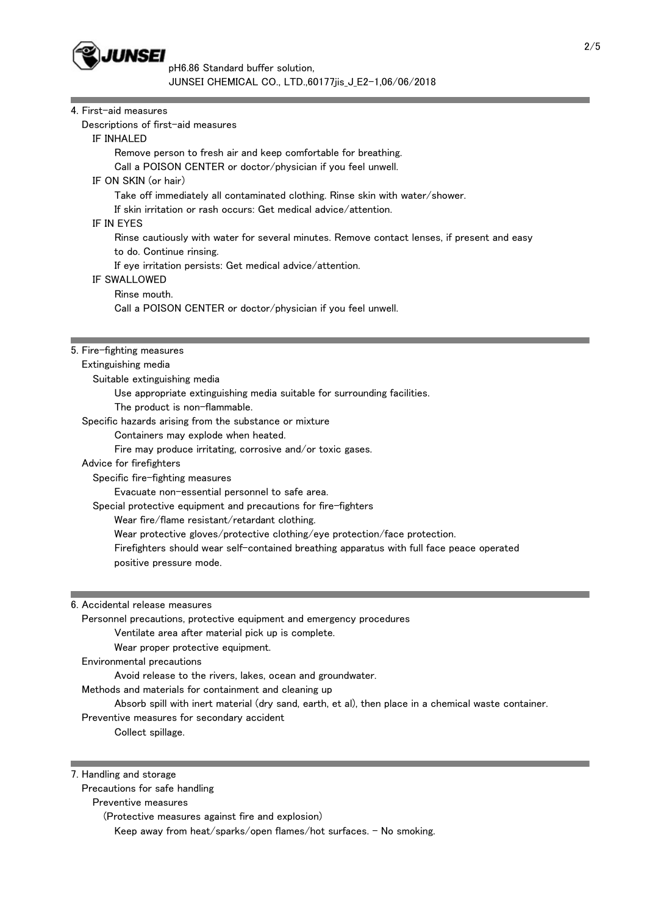## 4. First-aid measures

Descriptions of first-aid measures

IF INHALED

Remove person to fresh air and keep comfortable for breathing.
Call a POISON CENTER or doctor/physician if you feel unwell.

IF ON SKIN (or hair)

Take off immediately all contaminated clothing. Rinse skin with water/shower.
If skin irritation or rash occurs: Get medical advice/attention.

IF IN EYES

Rinse cautiously with water for several minutes. Remove contact lenses, if present and easy to do. Continue rinsing.
If eye irritation persists: Get medical advice/attention.

IF SWALLOWED

Rinse mouth.
Call a POISON CENTER or doctor/physician if you feel unwell.

## 5. Fire-fighting measures

Extinguishing media

Suitable extinguishing media

Use appropriate extinguishing media suitable for surrounding facilities.
The product is non-flammable.

Specific hazards arising from the substance or mixture

Containers may explode when heated.
Fire may produce irritating, corrosive and/or toxic gases.

Advice for firefighters

Specific fire-fighting measures

Evacuate non-essential personnel to safe area.

Special protective equipment and precautions for fire-fighters

Wear fire/flame resistant/retardant clothing.
Wear protective gloves/protective clothing/eye protection/face protection.
Firefighters should wear self-contained breathing apparatus with full face peace operated positive pressure mode.

## 6. Accidental release measures

Personnel precautions, protective equipment and emergency procedures

Ventilate area after material pick up is complete.
Wear proper protective equipment.

Environmental precautions

Avoid release to the rivers, lakes, ocean and groundwater.

Methods and materials for containment and cleaning up

Absorb spill with inert material (dry sand, earth, et al), then place in a chemical waste container.

Preventive measures for secondary accident

Collect spillage.

## 7. Handling and storage

Precautions for safe handling

Preventive measures

(Protective measures against fire and explosion)

Keep away from heat/sparks/open flames/hot surfaces. - No smoking.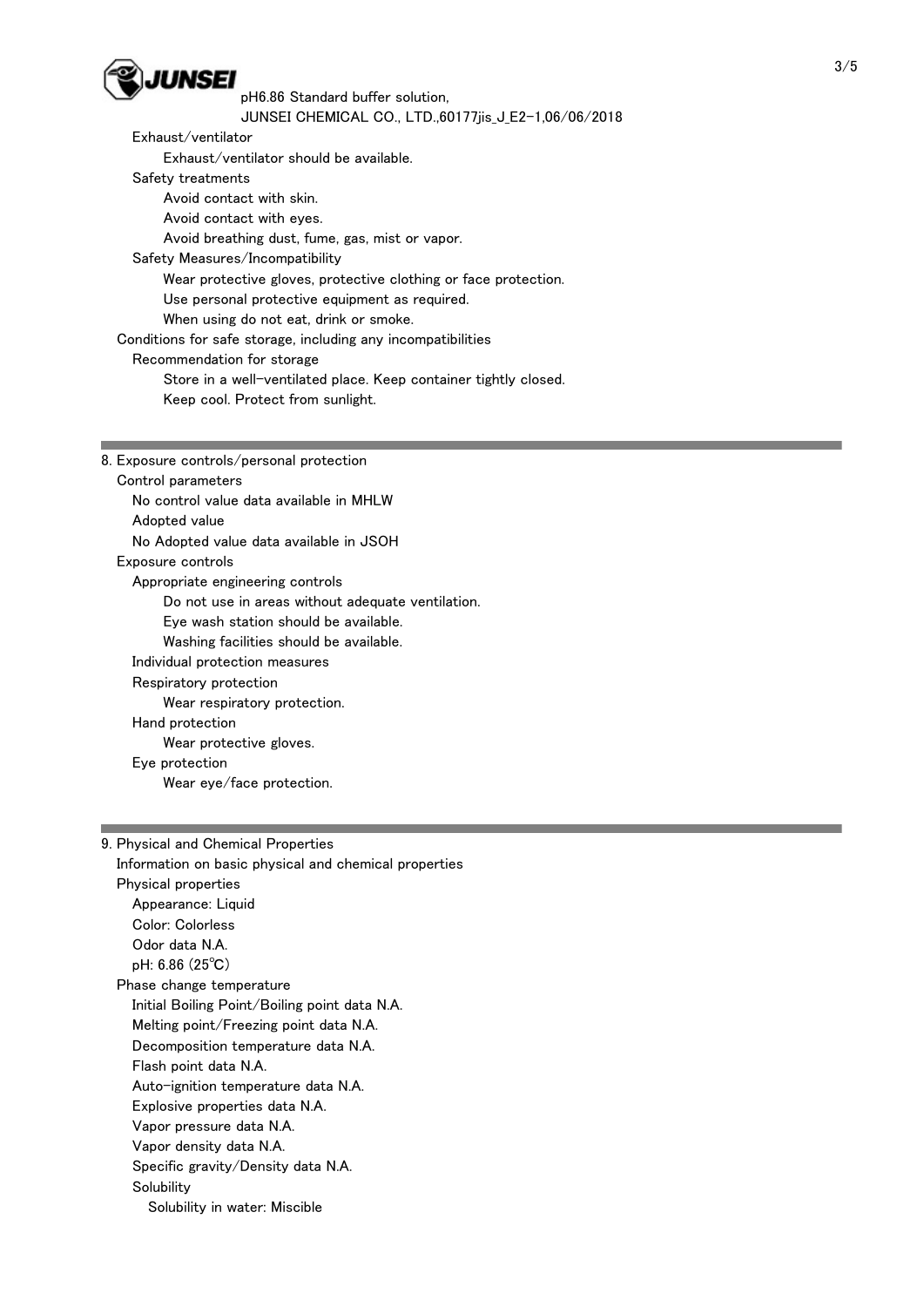Exhaust/ventilator

Exhaust/ventilator should be available.

Safety treatments

Avoid contact with skin.

Avoid contact with eyes.

Avoid breathing dust, fume, gas, mist or vapor.

Safety Measures/Incompatibility

Wear protective gloves, protective clothing or face protection.

Use personal protective equipment as required.

When using do not eat, drink or smoke.

Conditions for safe storage, including any incompatibilities

Recommendation for storage

Store in a well-ventilated place. Keep container tightly closed.

Keep cool. Protect from sunlight.

## 8. Exposure controls/personal protection

Control parameters

No control value data available in MHLW

Adopted value

No Adopted value data available in JSOH

Exposure controls

Appropriate engineering controls

Do not use in areas without adequate ventilation.

Eye wash station should be available.

Washing facilities should be available.

Individual protection measures

Respiratory protection

Wear respiratory protection.

Hand protection

Wear protective gloves.

Eye protection

Wear eye/face protection.

## 9. Physical and Chemical Properties

Information on basic physical and chemical properties

Physical properties

Appearance: Liquid

Color: Colorless

Odor data N.A.

pH: 6.86 (25℃)

Phase change temperature

Initial Boiling Point/Boiling point data N.A.

Melting point/Freezing point data N.A.

Decomposition temperature data N.A.

Flash point data N.A.

Auto-ignition temperature data N.A.

Explosive properties data N.A.

Vapor pressure data N.A.

Vapor density data N.A.

Specific gravity/Density data N.A.

Solubility

Solubility in water: Miscible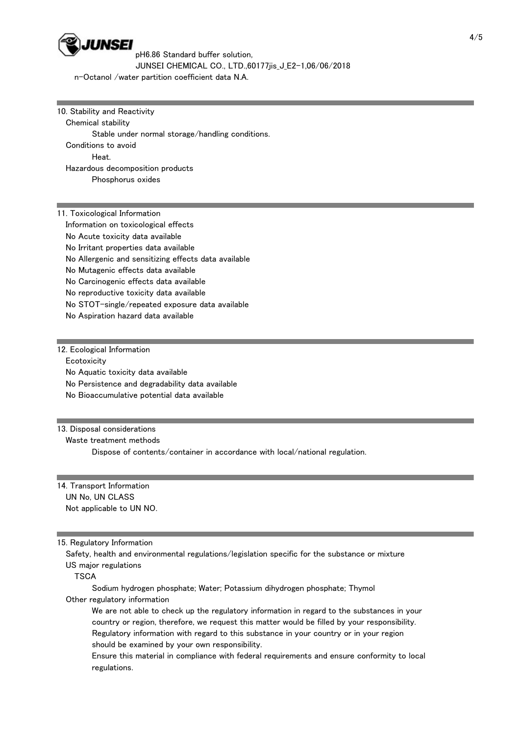n-Octanol /water partition coefficient data N.A.

## 10. Stability and Reactivity

Chemical stability

Stable under normal storage/handling conditions.

Conditions to avoid

Heat.

Hazardous decomposition products

Phosphorus oxides

## 11. Toxicological Information

Information on toxicological effects

No Acute toxicity data available

No Irritant properties data available

No Allergenic and sensitizing effects data available

No Mutagenic effects data available

No Carcinogenic effects data available

No reproductive toxicity data available

No STOT-single/repeated exposure data available

No Aspiration hazard data available

## 12. Ecological Information

Ecotoxicity

No Aquatic toxicity data available

No Persistence and degradability data available

No Bioaccumulative potential data available

## 13. Disposal considerations

Waste treatment methods

Dispose of contents/container in accordance with local/national regulation.

## 14. Transport Information

UN No, UN CLASS

Not applicable to UN NO.

## 15. Regulatory Information

Safety, health and environmental regulations/legislation specific for the substance or mixture

US major regulations

TSCA

Sodium hydrogen phosphate; Water; Potassium dihydrogen phosphate; Thymol

Other regulatory information

We are not able to check up the regulatory information in regard to the substances in your country or region, therefore, we request this matter would be filled by your responsibility.
Regulatory information with regard to this substance in your country or in your region should be examined by your own responsibility.
Ensure this material in compliance with federal requirements and ensure conformity to local regulations.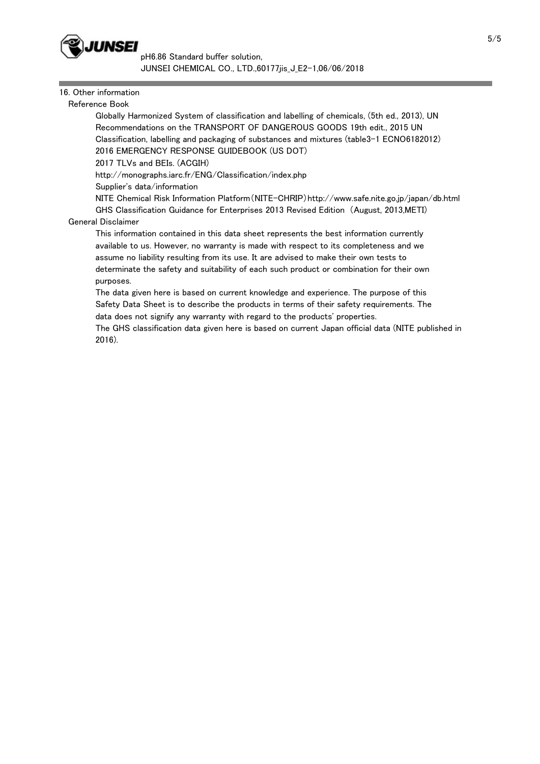## 16. Other information

### Reference Book

Globally Harmonized System of classification and labelling of chemicals, (5th ed., 2013), UN Recommendations on the TRANSPORT OF DANGEROUS GOODS 19th edit., 2015 UN Classification, labelling and packaging of substances and mixtures (table3-1 ECNO6182012)

2016 EMERGENCY RESPONSE GUIDEBOOK (US DOT)

2017 TLVs and BEIs. (ACGIH)

http://monographs.iarc.fr/ENG/Classification/index.php

Supplier's data/information

NITE Chemical Risk Information Platform(NITE-CHRIP) http://www.safe.nite.go.jp/japan/db.html

GHS Classification Guidance for Enterprises 2013 Revised Edition (August, 2013,METI)

### General Disclaimer

This information contained in this data sheet represents the best information currently available to us. However, no warranty is made with respect to its completeness and we assume no liability resulting from its use. It are advised to make their own tests to determinate the safety and suitability of each such product or combination for their own purposes.

The data given here is based on current knowledge and experience. The purpose of this Safety Data Sheet is to describe the products in terms of their safety requirements. The data does not signify any warranty with regard to the products' properties.

The GHS classification data given here is based on current Japan official data (NITE published in 2016).